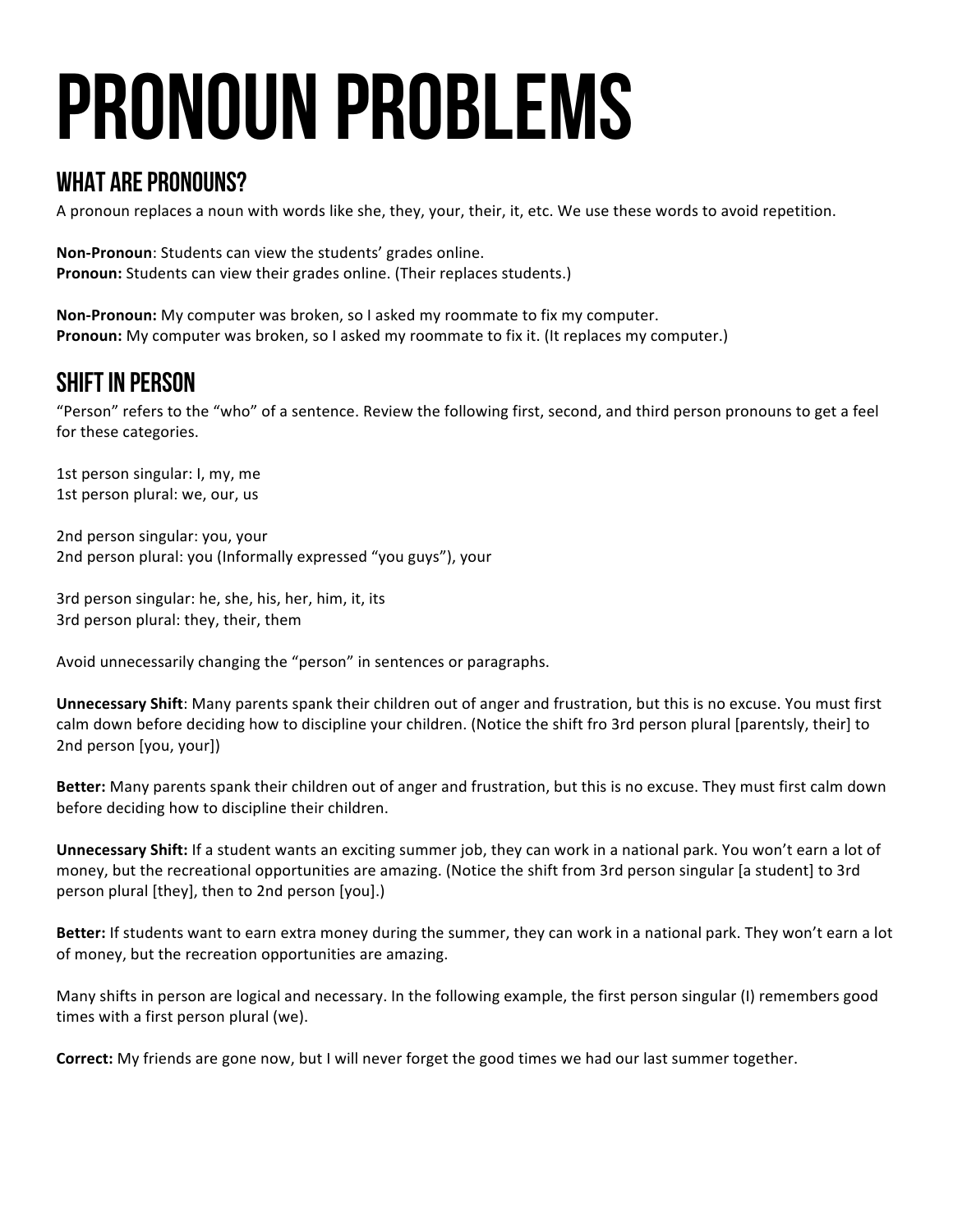# PRONOUN PROBLEMS

## WHAT ARE PRONOUNS?

A pronoun replaces a noun with words like she, they, your, their, it, etc. We use these words to avoid repetition.

**Non-Pronoun**: Students can view the students' grades online.
**Pronoun:** Students can view their grades online. (Their replaces students.)

**Non-Pronoun:** My computer was broken, so I asked my roommate to fix my computer.
**Pronoun:** My computer was broken, so I asked my roommate to fix it. (It replaces my computer.)

## SHIFT IN PERSON

"Person" refers to the "who" of a sentence. Review the following first, second, and third person pronouns to get a feel for these categories.

1st person singular: I, my, me
1st person plural: we, our, us

2nd person singular: you, your
2nd person plural: you (Informally expressed "you guys"), your

3rd person singular: he, she, his, her, him, it, its
3rd person plural: they, their, them

Avoid unnecessarily changing the "person" in sentences or paragraphs.

**Unnecessary Shift**: Many parents spank their children out of anger and frustration, but this is no excuse. You must first calm down before deciding how to discipline your children. (Notice the shift fro 3rd person plural [parentsly, their] to 2nd person [you, your])

**Better:** Many parents spank their children out of anger and frustration, but this is no excuse. They must first calm down before deciding how to discipline their children.

**Unnecessary Shift:** If a student wants an exciting summer job, they can work in a national park. You won't earn a lot of money, but the recreational opportunities are amazing. (Notice the shift from 3rd person singular [a student] to 3rd person plural [they], then to 2nd person [you].)

**Better:** If students want to earn extra money during the summer, they can work in a national park. They won't earn a lot of money, but the recreation opportunities are amazing.

Many shifts in person are logical and necessary. In the following example, the first person singular (I) remembers good times with a first person plural (we).

**Correct:** My friends are gone now, but I will never forget the good times we had our last summer together.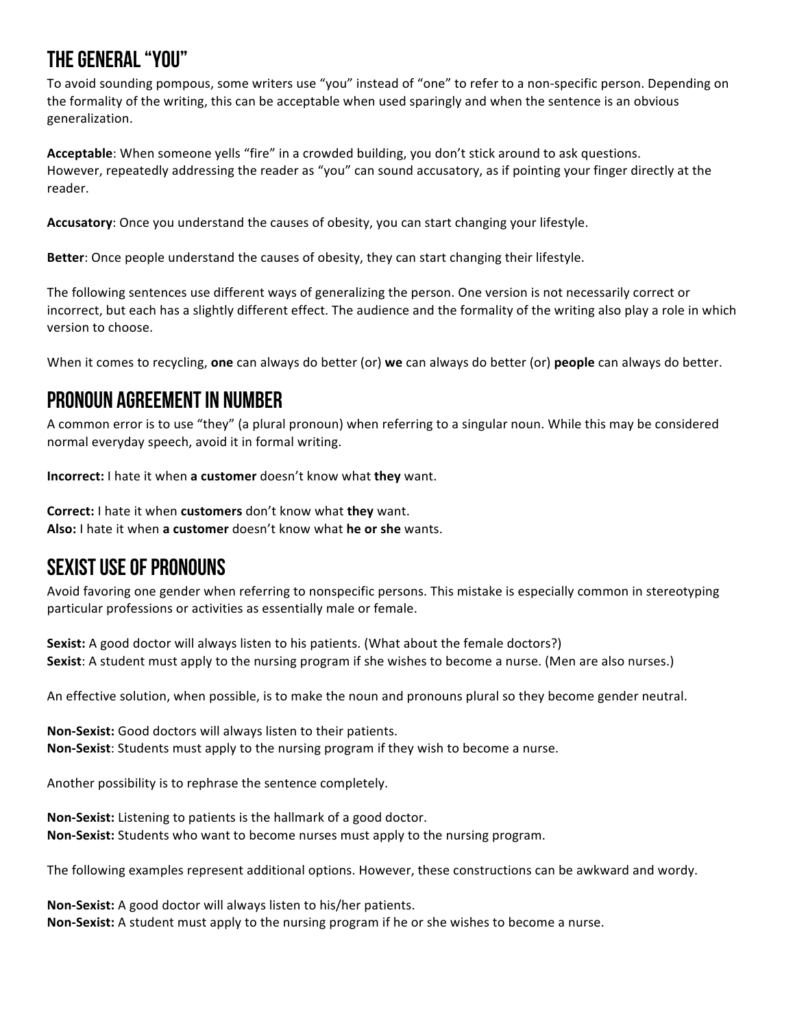## THE GENERAL "YOU"

To avoid sounding pompous, some writers use "you" instead of "one" to refer to a non-specific person. Depending on the formality of the writing, this can be acceptable when used sparingly and when the sentence is an obvious generalization.

**Acceptable**: When someone yells "fire" in a crowded building, you don't stick around to ask questions.
However, repeatedly addressing the reader as "you" can sound accusatory, as if pointing your finger directly at the reader.

**Accusatory**: Once you understand the causes of obesity, you can start changing your lifestyle.

**Better**: Once people understand the causes of obesity, they can start changing their lifestyle.

The following sentences use different ways of generalizing the person. One version is not necessarily correct or incorrect, but each has a slightly different effect. The audience and the formality of the writing also play a role in which version to choose.

When it comes to recycling, **one** can always do better (or) **we** can always do better (or) **people** can always do better.

## PRONOUN AGREEMENT IN NUMBER

A common error is to use "they" (a plural pronoun) when referring to a singular noun. While this may be considered normal everyday speech, avoid it in formal writing.

**Incorrect:** I hate it when **a customer** doesn't know what **they** want.

**Correct:** I hate it when **customers** don't know what **they** want.
**Also:** I hate it when **a customer** doesn't know what **he or she** wants.

## SEXIST USE OF PRONOUNS

Avoid favoring one gender when referring to nonspecific persons. This mistake is especially common in stereotyping particular professions or activities as essentially male or female.

**Sexist:** A good doctor will always listen to his patients. (What about the female doctors?)
**Sexist**: A student must apply to the nursing program if she wishes to become a nurse. (Men are also nurses.)

An effective solution, when possible, is to make the noun and pronouns plural so they become gender neutral.

**Non-Sexist:** Good doctors will always listen to their patients.
**Non-Sexist**: Students must apply to the nursing program if they wish to become a nurse.

Another possibility is to rephrase the sentence completely.

**Non-Sexist:** Listening to patients is the hallmark of a good doctor.
**Non-Sexist:** Students who want to become nurses must apply to the nursing program.

The following examples represent additional options. However, these constructions can be awkward and wordy.

**Non-Sexist:** A good doctor will always listen to his/her patients.
**Non-Sexist:** A student must apply to the nursing program if he or she wishes to become a nurse.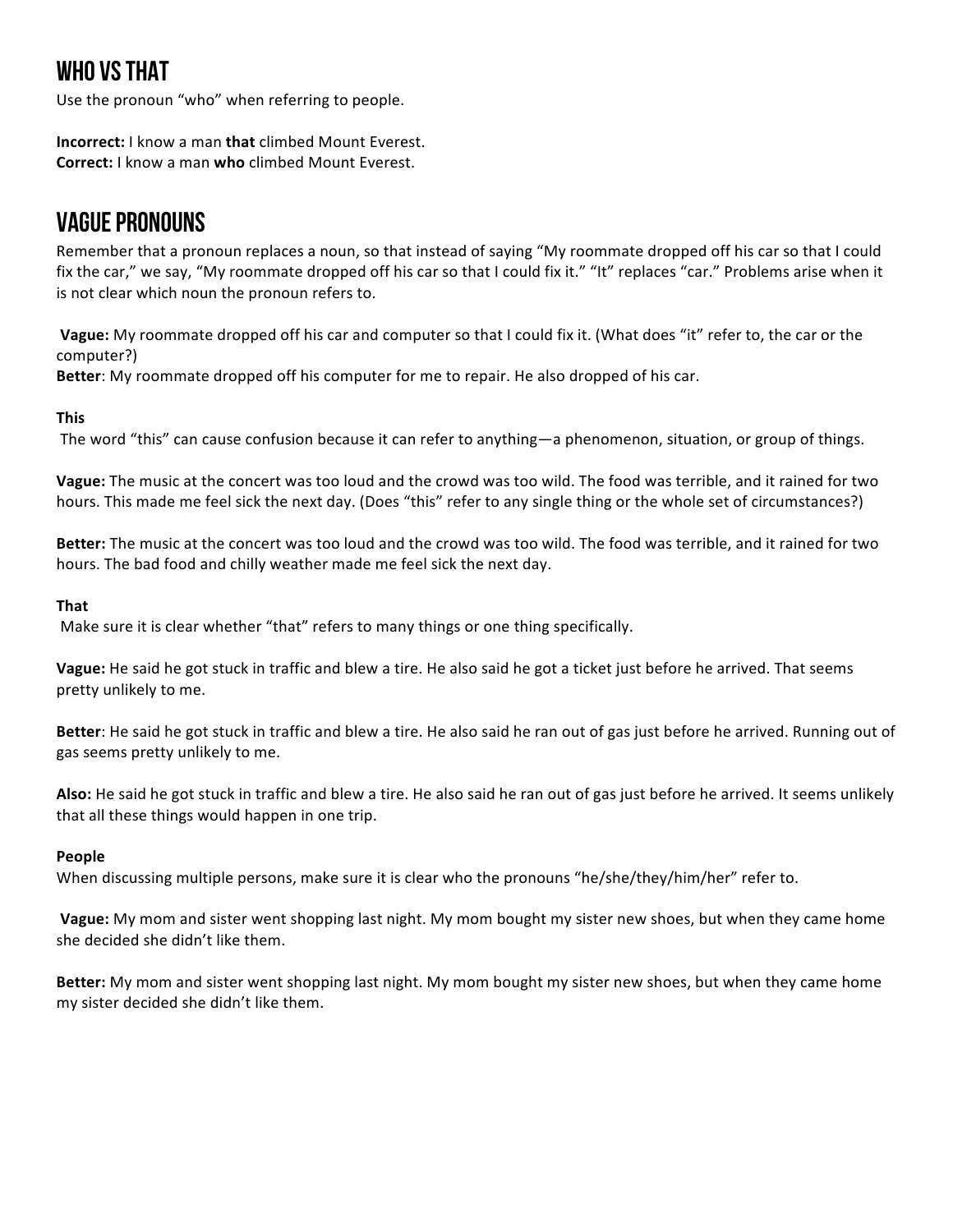## WHO VS THAT

Use the pronoun "who" when referring to people.

**Incorrect:** I know a man **that** climbed Mount Everest.
**Correct:** I know a man **who** climbed Mount Everest.

## VAGUE PRONOUNS

Remember that a pronoun replaces a noun, so that instead of saying "My roommate dropped off his car so that I could fix the car," we say, "My roommate dropped off his car so that I could fix it." "It" replaces "car." Problems arise when it is not clear which noun the pronoun refers to.

**Vague:** My roommate dropped off his car and computer so that I could fix it. (What does "it" refer to, the car or the computer?)
**Better**: My roommate dropped off his computer for me to repair. He also dropped of his car.

**This**

The word "this" can cause confusion because it can refer to anything—a phenomenon, situation, or group of things.

**Vague:** The music at the concert was too loud and the crowd was too wild. The food was terrible, and it rained for two hours. This made me feel sick the next day. (Does "this" refer to any single thing or the whole set of circumstances?)

**Better:** The music at the concert was too loud and the crowd was too wild. The food was terrible, and it rained for two hours. The bad food and chilly weather made me feel sick the next day.

**That**

Make sure it is clear whether "that" refers to many things or one thing specifically.

**Vague:** He said he got stuck in traffic and blew a tire. He also said he got a ticket just before he arrived. That seems pretty unlikely to me.

**Better**: He said he got stuck in traffic and blew a tire. He also said he ran out of gas just before he arrived. Running out of gas seems pretty unlikely to me.

**Also:** He said he got stuck in traffic and blew a tire. He also said he ran out of gas just before he arrived. It seems unlikely that all these things would happen in one trip.

**People**

When discussing multiple persons, make sure it is clear who the pronouns "he/she/they/him/her" refer to.

**Vague:** My mom and sister went shopping last night. My mom bought my sister new shoes, but when they came home she decided she didn't like them.

**Better:** My mom and sister went shopping last night. My mom bought my sister new shoes, but when they came home my sister decided she didn't like them.